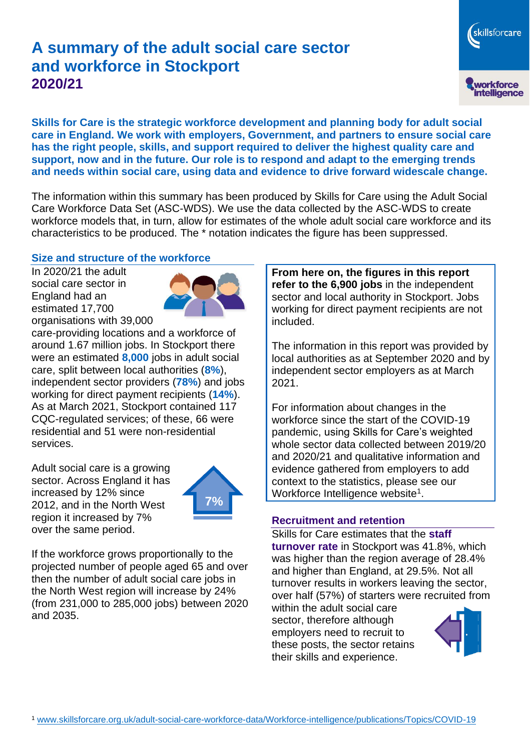# A summary of the adult social care sector and workforce in Stockport

**2020/21**

**Skills for Care is the strategic workforce development and planning body for adult social care in England. We work with employers, Government, and partners to ensure social care has the right people, skills, and support required to deliver the highest quality care and support, now and in the future. Our role is to respond and adapt to the emerging trends and needs within social care, using data and evidence to drive forward widescale change.**

The information within this summary has been produced by Skills for Care using the Adult Social Care Workforce Data Set (ASC-WDS). We use the data collected by the ASC-WDS to create workforce models that, in turn, allow for estimates of the whole adult social care workforce and its characteristics to be produced. The * notation indicates the figure has been suppressed.

## Size and structure of the workforce

In 2020/21 the adult social care sector in England had an estimated 17,700 organisations with 39,000 care-providing locations and a workforce of around 1.67 million jobs. In Stockport there were an estimated **8,000** jobs in adult social care, split between local authorities (**8%**), independent sector providers (**78%**) and jobs working for direct payment recipients (**14%**). As at March 2021, Stockport contained 117 CQC-regulated services; of these, 66 were residential and 51 were non-residential services.

Adult social care is a growing sector. Across England it has increased by 12% since 2012, and in the North West region it increased by 7% over the same period.

7%

If the workforce grows proportionally to the projected number of people aged 65 and over then the number of adult social care jobs in the North West region will increase by 24% (from 231,000 to 285,000 jobs) between 2020 and 2035.

**From here on, the figures in this report refer to the 6,900 jobs** in the independent sector and local authority in Stockport. Jobs working for direct payment recipients are not included.

The information in this report was provided by local authorities as at September 2020 and by independent sector employers as at March 2021.

For information about changes in the workforce since the start of the COVID-19 pandemic, using Skills for Care's weighted whole sector data collected between 2019/20 and 2020/21 and qualitative information and evidence gathered from employers to add context to the statistics, please see our Workforce Intelligence website[1].

## Recruitment and retention

Skills for Care estimates that the **staff turnover rate** in Stockport was 41.8%, which was higher than the region average of 28.4% and higher than England, at 29.5%. Not all turnover results in workers leaving the sector, over half (57%) of starters were recruited from within the adult social care sector, therefore although employers need to recruit to these posts, the sector retains their skills and experience.

[1] www.skillsforcare.org.uk/adult-social-care-workforce-data/Workforce-intelligence/publications/Topics/COVID-19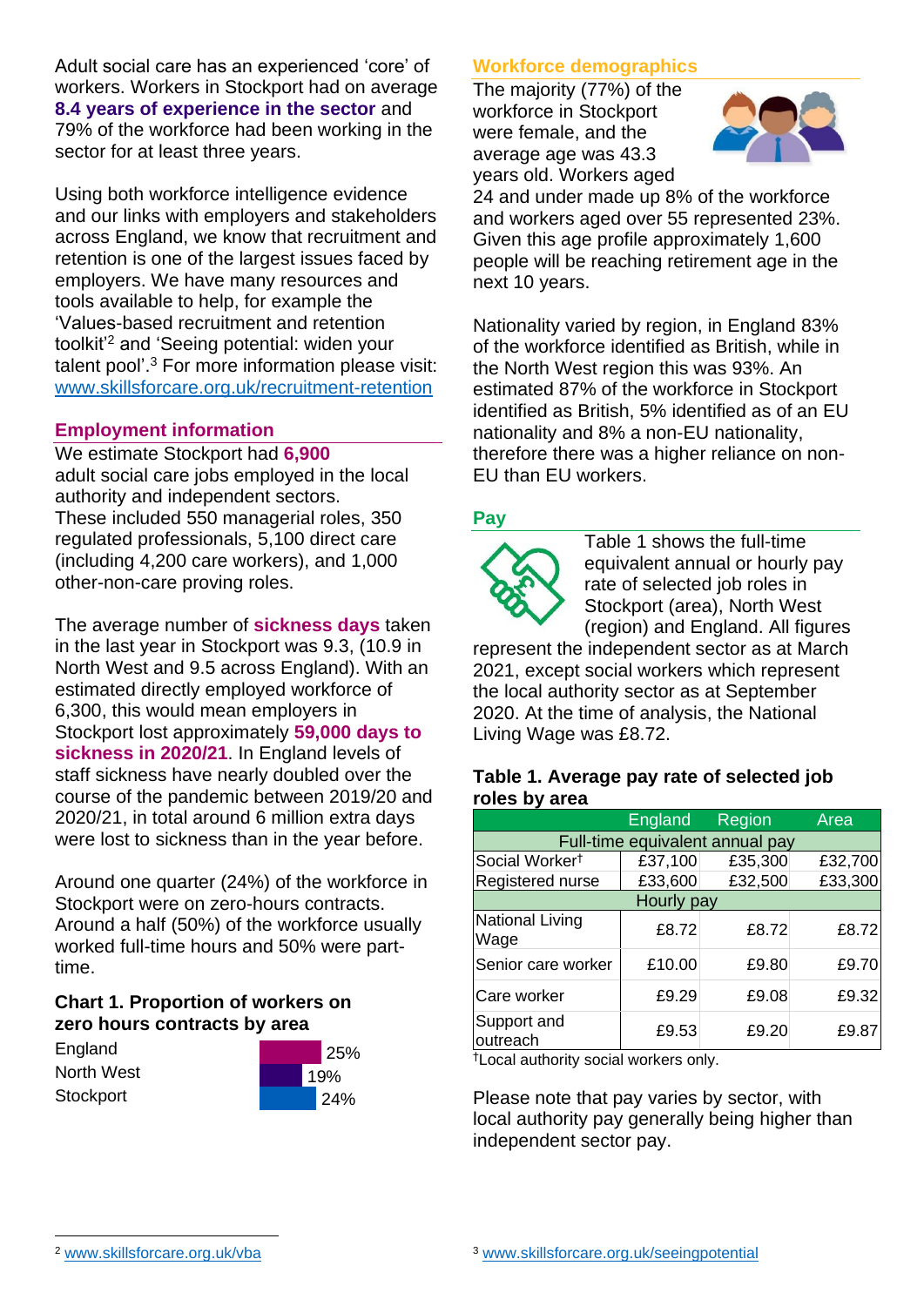Adult social care has an experienced 'core' of workers. Workers in Stockport had on average **8.4 years of experience in the sector** and 79% of the workforce had been working in the sector for at least three years.

Using both workforce intelligence evidence and our links with employers and stakeholders across England, we know that recruitment and retention is one of the largest issues faced by employers. We have many resources and tools available to help, for example the 'Values-based recruitment and retention toolkit'[2] and 'Seeing potential: widen your talent pool'.[3] For more information please visit: www.skillsforcare.org.uk/recruitment-retention

## Employment information

We estimate Stockport had **6,900** adult social care jobs employed in the local authority and independent sectors. These included 550 managerial roles, 350 regulated professionals, 5,100 direct care (including 4,200 care workers), and 1,000 other-non-care proving roles.

The average number of **sickness days** taken in the last year in Stockport was 9.3, (10.9 in North West and 9.5 across England). With an estimated directly employed workforce of 6,300, this would mean employers in Stockport lost approximately **59,000 days to sickness in 2020/21**. In England levels of staff sickness have nearly doubled over the course of the pandemic between 2019/20 and 2020/21, in total around 6 million extra days were lost to sickness than in the year before.

Around one quarter (24%) of the workforce in Stockport were on zero-hours contracts. Around a half (50%) of the workforce usually worked full-time hours and 50% were part-time.

### Chart 1. Proportion of workers on zero hours contracts by area

| Area | Proportion |
|---|---|
| England | 25% |
| North West | 19% |
| Stockport | 24% |

## Workforce demographics

The majority (77%) of the workforce in Stockport were female, and the average age was 43.3 years old. Workers aged 24 and under made up 8% of the workforce and workers aged over 55 represented 23%. Given this age profile approximately 1,600 people will be reaching retirement age in the next 10 years.

Nationality varied by region, in England 83% of the workforce identified as British, while in the North West region this was 93%. An estimated 87% of the workforce in Stockport identified as British, 5% identified as of an EU nationality and 8% a non-EU nationality, therefore there was a higher reliance on non-EU than EU workers.

## Pay

Table 1 shows the full-time equivalent annual or hourly pay rate of selected job roles in Stockport (area), North West (region) and England. All figures represent the independent sector as at March 2021, except social workers which represent the local authority sector as at September 2020. At the time of analysis, the National Living Wage was £8.72.

### Table 1. Average pay rate of selected job roles by area

| | England | Region | Area |
|---|---|---|---|
| **Full-time equivalent annual pay** | | | |
| Social Worker† | £37,100 | £35,300 | £32,700 |
| Registered nurse | £33,600 | £32,500 | £33,300 |
| **Hourly pay** | | | |
| National Living Wage | £8.72 | £8.72 | £8.72 |
| Senior care worker | £10.00 | £9.80 | £9.70 |
| Care worker | £9.29 | £9.08 | £9.32 |
| Support and outreach | £9.53 | £9.20 | £9.87 |

†Local authority social workers only.

Please note that pay varies by sector, with local authority pay generally being higher than independent sector pay.

[2] www.skillsforcare.org.uk/vba

[3] www.skillsforcare.org.uk/seeingpotential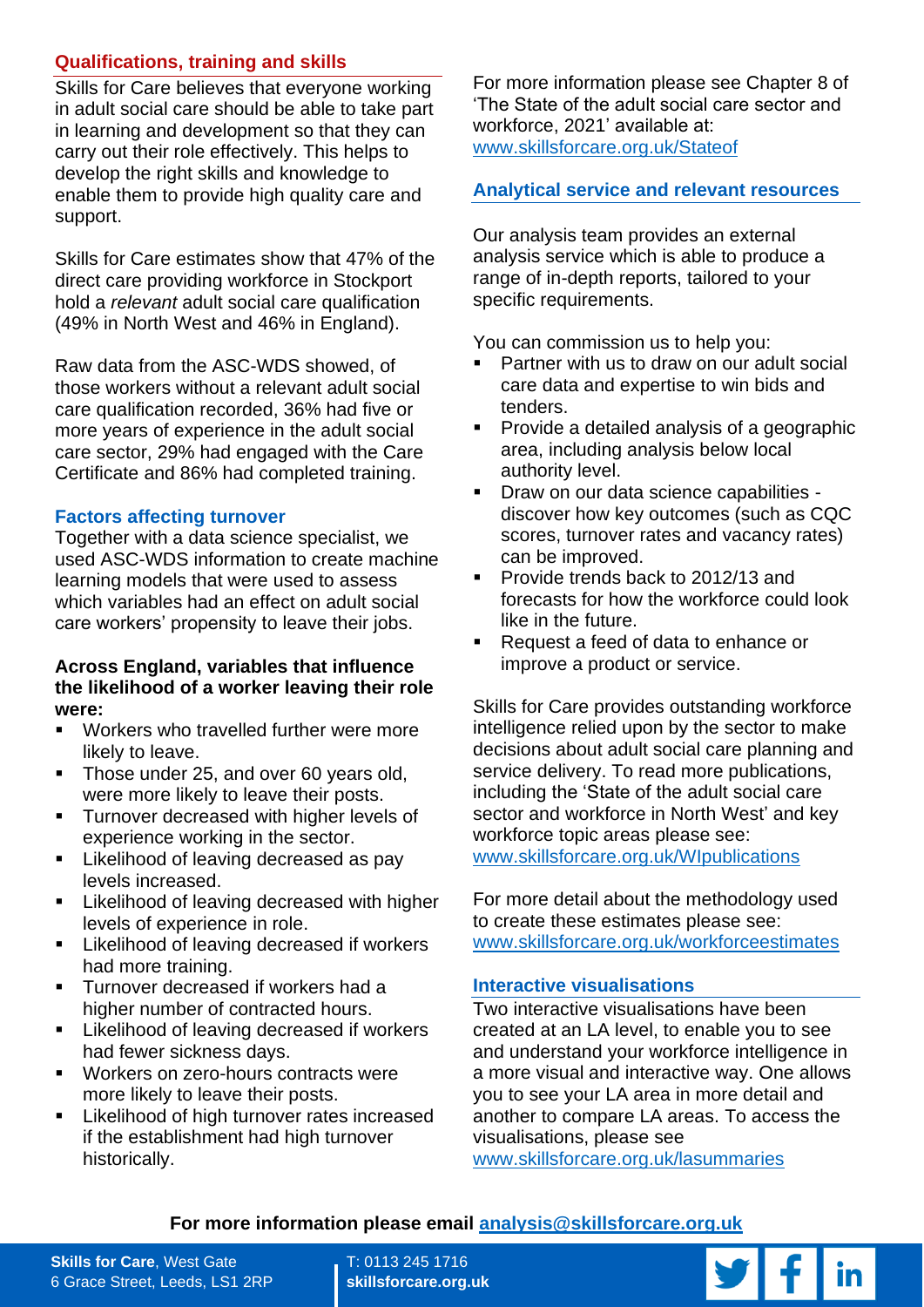## Qualifications, training and skills

Skills for Care believes that everyone working in adult social care should be able to take part in learning and development so that they can carry out their role effectively. This helps to develop the right skills and knowledge to enable them to provide high quality care and support.

Skills for Care estimates show that 47% of the direct care providing workforce in Stockport hold a *relevant* adult social care qualification (49% in North West and 46% in England).

Raw data from the ASC-WDS showed, of those workers without a relevant adult social care qualification recorded, 36% had five or more years of experience in the adult social care sector, 29% had engaged with the Care Certificate and 86% had completed training.

## Factors affecting turnover

Together with a data science specialist, we used ASC-WDS information to create machine learning models that were used to assess which variables had an effect on adult social care workers' propensity to leave their jobs.

**Across England, variables that influence the likelihood of a worker leaving their role were:**

- Workers who travelled further were more likely to leave.
- Those under 25, and over 60 years old, were more likely to leave their posts.
- Turnover decreased with higher levels of experience working in the sector.
- Likelihood of leaving decreased as pay levels increased.
- Likelihood of leaving decreased with higher levels of experience in role.
- Likelihood of leaving decreased if workers had more training.
- Turnover decreased if workers had a higher number of contracted hours.
- Likelihood of leaving decreased if workers had fewer sickness days.
- Workers on zero-hours contracts were more likely to leave their posts.
- Likelihood of high turnover rates increased if the establishment had high turnover historically.

For more information please see Chapter 8 of 'The State of the adult social care sector and workforce, 2021' available at: www.skillsforcare.org.uk/Stateof

## Analytical service and relevant resources

Our analysis team provides an external analysis service which is able to produce a range of in-depth reports, tailored to your specific requirements.

You can commission us to help you:

- Partner with us to draw on our adult social care data and expertise to win bids and tenders.
- Provide a detailed analysis of a geographic area, including analysis below local authority level.
- Draw on our data science capabilities - discover how key outcomes (such as CQC scores, turnover rates and vacancy rates) can be improved.
- Provide trends back to 2012/13 and forecasts for how the workforce could look like in the future.
- Request a feed of data to enhance or improve a product or service.

Skills for Care provides outstanding workforce intelligence relied upon by the sector to make decisions about adult social care planning and service delivery. To read more publications, including the 'State of the adult social care sector and workforce in North West' and key workforce topic areas please see: www.skillsforcare.org.uk/WIpublications

For more detail about the methodology used to create these estimates please see: www.skillsforcare.org.uk/workforceestimates

## Interactive visualisations

Two interactive visualisations have been created at an LA level, to enable you to see and understand your workforce intelligence in a more visual and interactive way. One allows you to see your LA area in more detail and another to compare LA areas. To access the visualisations, please see www.skillsforcare.org.uk/lasummaries

**For more information please email analysis@skillsforcare.org.uk**

**Skills for Care**, West Gate
6 Grace Street, Leeds, LS1 2RP

T: 0113 245 1716
**skillsforcare.org.uk**